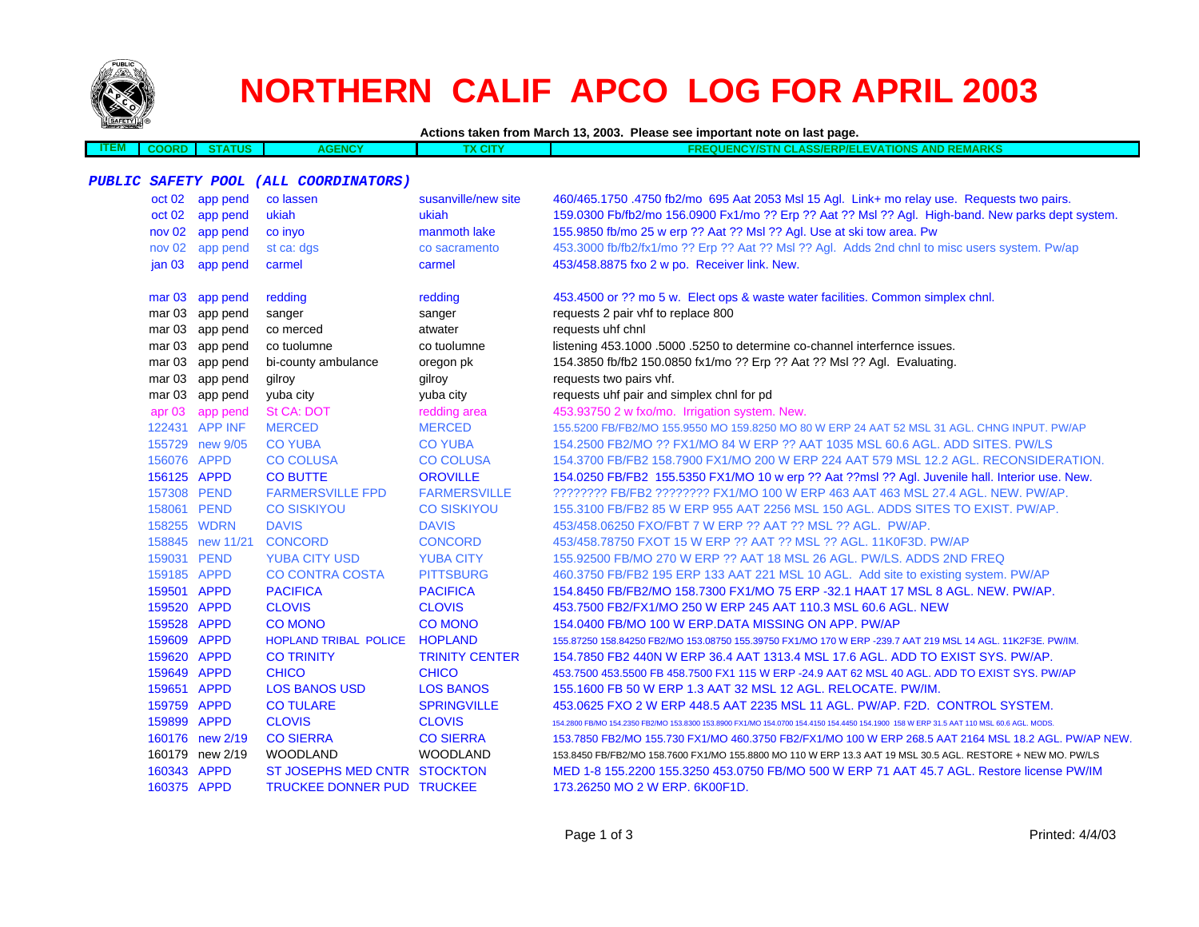# NORTHERN CALIF APCO LOG FOR APRIL 2003

**Actions taken from March 13, 2003. Please see important note on last page.**

| ITEM | COORD | STATUS | AGENCY | TX CITY | FREQUENCY/STN CLASS/ERP/ELEVATIONS AND REMARKS |
|---|---|---|---|---|---|
| ***PUBLIC SAFETY POOL (ALL COORDINATORS)*** | | | | | |
| | oct 02 | app pend | co lassen | susanville/new site | 460/465.1750 .4750 fb2/mo 695 Aat 2053 Msl 15 Agl. Link+ mo relay use. Requests two pairs. |
| | oct 02 | app pend | ukiah | ukiah | 159.0300 Fb/fb2/mo 156.0900 Fx1/mo ?? Erp ?? Aat ?? Msl ?? Agl. High-band. New parks dept system. |
| | nov 02 | app pend | co inyo | manmoth lake | 155.9850 fb/mo 25 w erp ?? Aat ?? Msl ?? Agl. Use at ski tow area. Pw |
| | nov 02 | app pend | st ca: dgs | co sacramento | 453.3000 fb/fb2/fx1/mo ?? Erp ?? Aat ?? Msl ?? Agl. Adds 2nd chnl to misc users system. Pw/ap |
| | jan 03 | app pend | carmel | carmel | 453/458.8875 fxo 2 w po. Receiver link. New. |
| | mar 03 | app pend | redding | redding | 453.4500 or ?? mo 5 w. Elect ops & waste water facilities. Common simplex chnl. |
| | mar 03 | app pend | sanger | sanger | requests 2 pair vhf to replace 800 |
| | mar 03 | app pend | co merced | atwater | requests uhf chnl |
| | mar 03 | app pend | co tuolumne | co tuolumne | listening 453.1000 .5000 .5250 to determine co-channel interfernce issues. |
| | mar 03 | app pend | bi-county ambulance | oregon pk | 154.3850 fb/fb2 150.0850 fx1/mo ?? Erp ?? Aat ?? Msl ?? Agl. Evaluating. |
| | mar 03 | app pend | gilroy | gilroy | requests two pairs vhf. |
| | mar 03 | app pend | yuba city | yuba city | requests uhf pair and simplex chnl for pd |
| | apr 03 | app pend | St CA: DOT | redding area | 453.93750 2 w fxo/mo. Irrigation system. New. |
| | 122431 | APP INF | MERCED | MERCED | 155.5200 FB/FB2/MO 155.9550 MO 159.8250 MO 80 W ERP 24 AAT 52 MSL 31 AGL. CHNG INPUT. PW/AP |
| | 155729 | new 9/05 | CO YUBA | CO YUBA | 154.2500 FB2/MO ?? FX1/MO 84 W ERP ?? AAT 1035 MSL 60.6 AGL. ADD SITES. PW/LS |
| | 156076 | APPD | CO COLUSA | CO COLUSA | 154.3700 FB/FB2 158.7900 FX1/MO 200 W ERP 224 AAT 579 MSL 12.2 AGL. RECONSIDERATION. |
| | 156125 | APPD | CO BUTTE | OROVILLE | 154.0250 FB/FB2 155.5350 FX1/MO 10 w erp ?? Aat ??msl ?? Agl. Juvenile hall. Interior use. New. |
| | 157308 | PEND | FARMERSVILLE FPD | FARMERSVILLE | ???????? FB/FB2 ???????? FX1/MO 100 W ERP 463 AAT 463 MSL 27.4 AGL. NEW. PW/AP. |
| | 158061 | PEND | CO SISKIYOU | CO SISKIYOU | 155.3100 FB/FB2 85 W ERP 955 AAT 2256 MSL 150 AGL. ADDS SITES TO EXIST. PW/AP. |
| | 158255 | WDRN | DAVIS | DAVIS | 453/458.06250 FXO/FBT 7 W ERP ?? AAT ?? MSL ?? AGL. PW/AP. |
| | 158845 | new 11/21 | CONCORD | CONCORD | 453/458.78750 FXOT 15 W ERP ?? AAT ?? MSL ?? AGL. 11K0F3D. PW/AP |
| | 159031 | PEND | YUBA CITY USD | YUBA CITY | 155.92500 FB/MO 270 W ERP ?? AAT 18 MSL 26 AGL. PW/LS. ADDS 2ND FREQ |
| | 159185 | APPD | CO CONTRA COSTA | PITTSBURG | 460.3750 FB/FB2 195 ERP 133 AAT 221 MSL 10 AGL. Add site to existing system. PW/AP |
| | 159501 | APPD | PACIFICA | PACIFICA | 154.8450 FB/FB2/MO 158.7300 FX1/MO 75 ERP -32.1 HAAT 17 MSL 8 AGL. NEW. PW/AP. |
| | 159520 | APPD | CLOVIS | CLOVIS | 453.7500 FB2/FX1/MO 250 W ERP 245 AAT 110.3 MSL 60.6 AGL. NEW |
| | 159528 | APPD | CO MONO | CO MONO | 154.0400 FB/MO 100 W ERP.DATA MISSING ON APP. PW/AP |
| | 159609 | APPD | HOPLAND TRIBAL POLICE | HOPLAND | 155.87250 158.84250 FB2/MO 153.08750 155.39750 FX1/MO 170 W ERP -239.7 AAT 219 MSL 14 AGL. 11K2F3E. PW/IM. |
| | 159620 | APPD | CO TRINITY | TRINITY CENTER | 154.7850 FB2 440N W ERP 36.4 AAT 1313.4 MSL 17.6 AGL. ADD TO EXIST SYS. PW/AP. |
| | 159649 | APPD | CHICO | CHICO | 453.7500 453.5500 FB 458.7500 FX1 115 W ERP -24.9 AAT 62 MSL 40 AGL. ADD TO EXIST SYS. PW/AP |
| | 159651 | APPD | LOS BANOS USD | LOS BANOS | 155.1600 FB 50 W ERP 1.3 AAT 32 MSL 12 AGL. RELOCATE. PW/IM. |
| | 159759 | APPD | CO TULARE | SPRINGVILLE | 453.0625 FXO 2 W ERP 448.5 AAT 2235 MSL 11 AGL. PW/AP. F2D. CONTROL SYSTEM. |
| | 159899 | APPD | CLOVIS | CLOVIS | 154.2800 FB/MO 154.2350 FB2/MO 153.8300 153.8900 FX1/MO 154.0700 154.4150 154.4450 154.1900 158 W ERP 31.5 AAT 110 MSL 60.6 AGL. MODS. |
| | 160176 | new 2/19 | CO SIERRA | CO SIERRA | 153.7850 FB2/MO 155.730 FX1/MO 460.3750 FB2/FX1/MO 100 W ERP 268.5 AAT 2164 MSL 18.2 AGL. PW/AP NEW. |
| | 160179 | new 2/19 | WOODLAND | WOODLAND | 153.8450 FB/FB2/MO 158.7600 FX1/MO 155.8800 MO 110 W ERP 13.3 AAT 19 MSL 30.5 AGL. RESTORE + NEW MO. PW/LS |
| | 160343 | APPD | ST JOSEPHS MED CNTR | STOCKTON | MED 1-8 155.2200 155.3250 453.0750 FB/MO 500 W ERP 71 AAT 45.7 AGL. Restore license PW/IM |
| | 160375 | APPD | TRUCKEE DONNER PUD | TRUCKEE | 173.26250 MO 2 W ERP. 6K00F1D. |

Printed: 4/4/03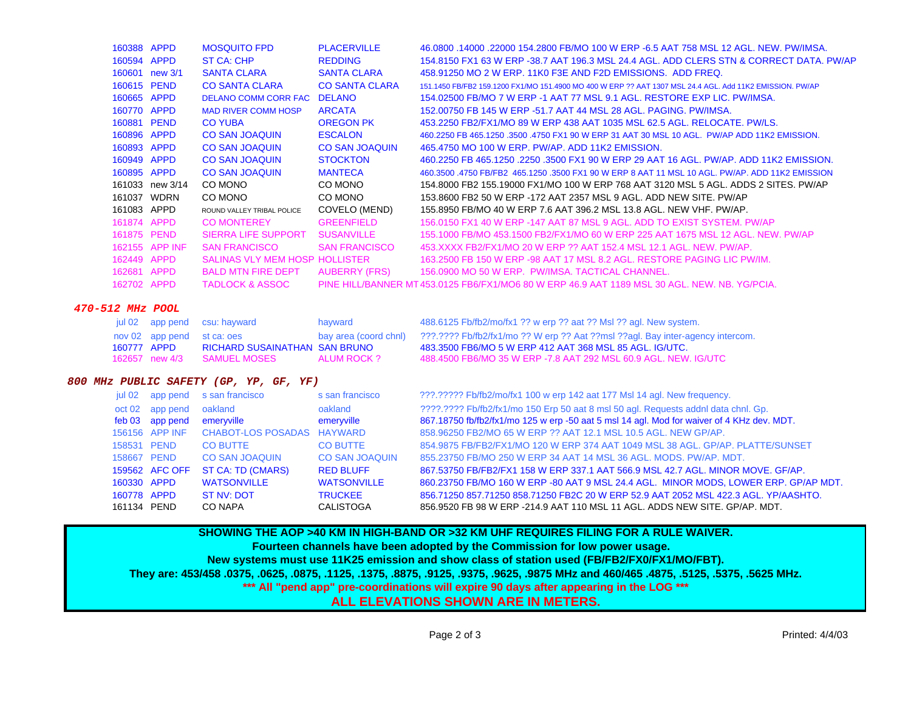| | | | | |
|---|---|---|---|---|
| 160388 | APPD | MOSQUITO FPD | PLACERVILLE | 46.0800 .14000 .22000 154.2800 FB/MO 100 W ERP -6.5 AAT 758 MSL 12 AGL. NEW. PW/IMSA. |
| 160594 | APPD | ST CA: CHP | REDDING | 154.8150 FX1 63 W ERP -38.7 AAT 196.3 MSL 24.4 AGL. ADD CLERS STN & CORRECT DATA. PW/AP |
| 160601 | new 3/1 | SANTA CLARA | SANTA CLARA | 458.91250 MO 2 W ERP. 11K0 F3E AND F2D EMISSIONS. ADD FREQ. |
| 160615 | PEND | CO SANTA CLARA | CO SANTA CLARA | 151.1450 FB/FB2 159.1200 FX1/MO 151.4900 MO 400 W ERP ?? AAT 1307 MSL 24.4 AGL. Add 11K2 EMISSION. PW/AP |
| 160665 | APPD | DELANO COMM CORR FAC | DELANO | 154.02500 FB/MO 7 W ERP -1 AAT 77 MSL 9.1 AGL. RESTORE EXP LIC. PW/IMSA. |
| 160770 | APPD | MAD RIVER COMM HOSP | ARCATA | 152.00750 FB 145 W ERP -51.7 AAT 44 MSL 28 AGL. PAGING. PW/IMSA. |
| 160881 | PEND | CO YUBA | OREGON PK | 453.2250 FB2/FX1/MO 89 W ERP 438 AAT 1035 MSL 62.5 AGL. RELOCATE. PW/LS. |
| 160896 | APPD | CO SAN JOAQUIN | ESCALON | 460.2250 FB 465.1250 .3500 .4750 FX1 90 W ERP 31 AAT 30 MSL 10 AGL. PW/AP ADD 11K2 EMISSION. |
| 160893 | APPD | CO SAN JOAQUIN | CO SAN JOAQUIN | 465.4750 MO 100 W ERP. PW/AP. ADD 11K2 EMISSION. |
| 160949 | APPD | CO SAN JOAQUIN | STOCKTON | 460.2250 FB 465.1250 .2250 .3500 FX1 90 W ERP 29 AAT 16 AGL. PW/AP. ADD 11K2 EMISSION. |
| 160895 | APPD | CO SAN JOAQUIN | MANTECA | 460.3500 .4750 FB/FB2 465.1250 .3500 FX1 90 W ERP 8 AAT 11 MSL 10 AGL. PW/AP. ADD 11K2 EMISSION |
| 161033 | new 3/14 | CO MONO | CO MONO | 154.8000 FB2 155.19000 FX1/MO 100 W ERP 768 AAT 3120 MSL 5 AGL. ADDS 2 SITES. PW/AP |
| 161037 | WDRN | CO MONO | CO MONO | 153.8600 FB2 50 W ERP -172 AAT 2357 MSL 9 AGL. ADD NEW SITE. PW/AP |
| 161083 | APPD | ROUND VALLEY TRIBAL POLICE | COVELO (MEND) | 155.8950 FB/MO 40 W ERP 7.6 AAT 396.2 MSL 13.8 AGL. NEW VHF. PW/AP. |
| 161874 | APPD | CO MONTEREY | GREENFIELD | 156.0150 FX1 40 W ERP -147 AAT 87 MSL 9 AGL. ADD TO EXIST SYSTEM. PW/AP |
| 161875 | PEND | SIERRA LIFE SUPPORT | SUSANVILLE | 155.1000 FB/MO 453.1500 FB2/FX1/MO 60 W ERP 225 AAT 1675 MSL 12 AGL. NEW. PW/AP |
| 162155 | APP INF | SAN FRANCISCO | SAN FRANCISCO | 453.XXXX FB2/FX1/MO 20 W ERP ?? AAT 152.4 MSL 12.1 AGL. NEW. PW/AP. |
| 162449 | APPD | SALINAS VLY MEM HOSP | HOLLISTER | 163.2500 FB 150 W ERP -98 AAT 17 MSL 8.2 AGL. RESTORE PAGING LIC PW/IM. |
| 162681 | APPD | BALD MTN FIRE DEPT | AUBERRY (FRS) | 156.0900 MO 50 W ERP. PW/IMSA. TACTICAL CHANNEL. |
| 162702 | APPD | TADLOCK & ASSOC | PINE HILL/BANNER MT | 453.0125 FB6/FX1/MO6 80 W ERP 46.9 AAT 1189 MSL 30 AGL. NEW. NB. YG/PCIA. |

## 470-512 MHz POOL

| | | | | |
|---|---|---|---|---|
| jul 02 | app pend | csu: hayward | hayward | 488.6125 Fb/fb2/mo/fx1 ?? w erp ?? aat ?? Msl ?? agl. New system. |
| nov 02 | app pend | st ca: oes | bay area (coord chnl) | ???.???? Fb/fb2/fx1/mo ?? W erp ?? Aat ??msl ??agl. Bay inter-agency intercom. |
| 160777 | APPD | RICHARD SUSAINATHAN | SAN BRUNO | 483.3500 FB6/MO 5 W ERP 412 AAT 368 MSL 85 AGL. IG/UTC. |
| 162657 | new 4/3 | SAMUEL MOSES | ALUM ROCK ? | 488.4500 FB6/MO 35 W ERP -7.8 AAT 292 MSL 60.9 AGL. NEW. IG/UTC |

## 800 MHz PUBLIC SAFETY (GP, YP, GF, YF)

| | | | | |
|---|---|---|---|---|
| jul 02 | app pend | s san francisco | s san francisco | ???.????? Fb/fb2/mo/fx1 100 w erp 142 aat 177 Msl 14 agl. New frequency. |
| oct 02 | app pend | oakland | oakland | ????.???? Fb/fb2/fx1/mo 150 Erp 50 aat 8 msl 50 agl. Requests addnl data chnl. Gp. |
| feb 03 | app pend | emeryville | emeryville | 867.18750 fb/fb2/fx1/mo 125 w erp -50 aat 5 msl 14 agl. Mod for waiver of 4 KHz dev. MDT. |
| 156156 | APP INF | CHABOT-LOS POSADAS | HAYWARD | 858.96250 FB2/MO 65 W ERP ?? AAT 12.1 MSL 10.5 AGL. NEW GP/AP. |
| 158531 | PEND | CO BUTTE | CO BUTTE | 854.9875 FB/FB2/FX1/MO 120 W ERP 374 AAT 1049 MSL 38 AGL. GP/AP. PLATTE/SUNSET |
| 158667 | PEND | CO SAN JOAQUIN | CO SAN JOAQUIN | 855.23750 FB/MO 250 W ERP 34 AAT 14 MSL 36 AGL. MODS. PW/AP. MDT. |
| 159562 | AFC OFF | ST CA: TD (CMARS) | RED BLUFF | 867.53750 FB/FB2/FX1 158 W ERP 337.1 AAT 566.9 MSL 42.7 AGL. MINOR MOVE. GF/AP. |
| 160330 | APPD | WATSONVILLE | WATSONVILLE | 860.23750 FB/MO 160 W ERP -80 AAT 9 MSL 24.4 AGL. MINOR MODS, LOWER ERP. GP/AP MDT. |
| 160778 | APPD | ST NV: DOT | TRUCKEE | 856.71250 857.71250 858.71250 FB2C 20 W ERP 52.9 AAT 2052 MSL 422.3 AGL. GP/AASHTO. |
| 161134 | PEND | CO NAPA | CALISTOGA | 856.9520 FB 98 W ERP -214.9 AAT 110 MSL 11 AGL. ADDS NEW SITE. GP/AP. MDT. |

**SHOWING THE AOP >40 KM IN HIGH-BAND OR >32 KM UHF REQUIRES FILING FOR A RULE WAIVER.**

**Fourteen channels have been adopted by the Commission for low power usage.**

**New systems must use 11K25 emission and show class of station used (FB/FB2/FX0/FX1/MO/FBT).**

**They are: 453/458 .0375, .0625, .0875, .1125, .1375, .8875, .9125, .9375, .9625, .9875 MHz and 460/465 .4875, .5125, .5375, .5625 MHz.**

**\*\*\* All "pend app" pre-coordinations will expire 90 days after appearing in the LOG \*\*\***

**ALL ELEVATIONS SHOWN ARE IN METERS.**

Printed: 4/4/03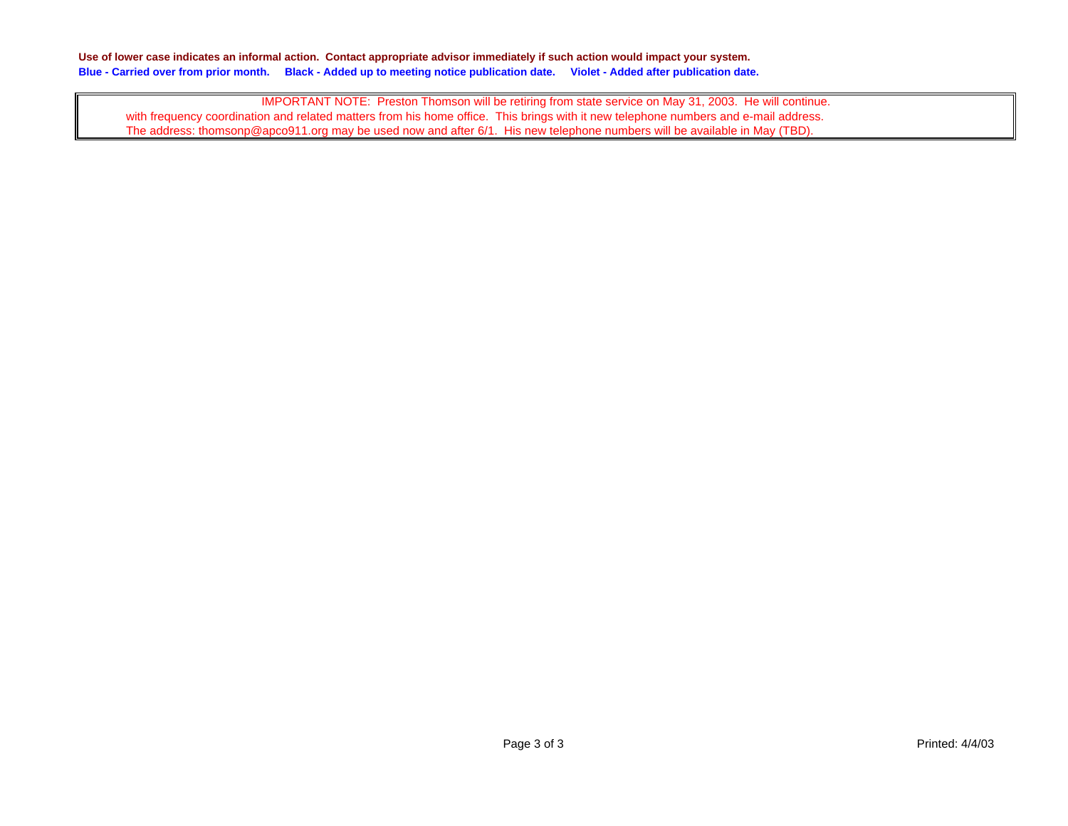**Use of lower case indicates an informal action. Contact appropriate advisor immediately if such action would impact your system.**
**Blue - Carried over from prior month. Black - Added up to meeting notice publication date. Violet - Added after publication date.**

| |
|---|
| IMPORTANT NOTE: Preston Thomson will be retiring from state service on May 31, 2003. He will continue. with frequency coordination and related matters from his home office. This brings with it new telephone numbers and e-mail address. The address: thomsonp@apco911.org may be used now and after 6/1. His new telephone numbers will be available in May (TBD). |

Printed: 4/4/03